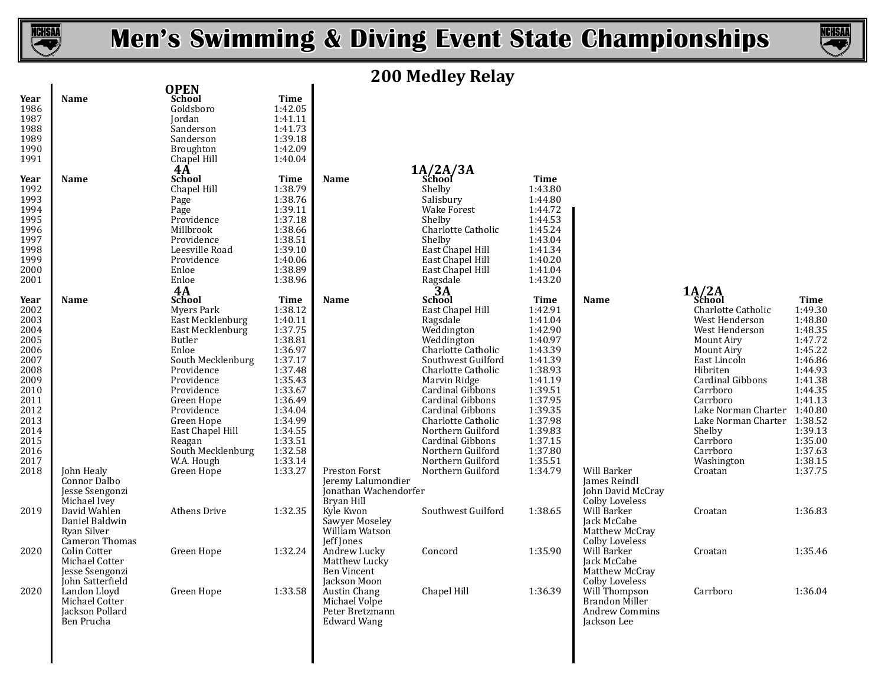# Men's Swimming & Diving Event State Championships

## 200 Medley Relay

### OPEN

| Year | Name | School | Time |
|---|---|---|---|
| 1986 | | Goldsboro | 1:42.05 |
| 1987 | | Jordan | 1:41.11 |
| 1988 | | Sanderson | 1:41.73 |
| 1989 | | Sanderson | 1:39.18 |
| 1990 | | Broughton | 1:42.09 |
| 1991 | | Chapel Hill | 1:40.04 |

### 4A and 1A/2A/3A

| Year | 4A Name | 4A School | 4A Time | 1A/2A/3A Name | 1A/2A/3A School | 1A/2A/3A Time |
|---|---|---|---|---|---|---|
| 1992 | | Chapel Hill | 1:38.79 | | Shelby | 1:43.80 |
| 1993 | | Page | 1:38.76 | | Salisbury | 1:44.80 |
| 1994 | | Page | 1:39.11 | | Wake Forest | 1:44.72 |
| 1995 | | Providence | 1:37.18 | | Shelby | 1:44.53 |
| 1996 | | Millbrook | 1:38.66 | | Charlotte Catholic | 1:45.24 |
| 1997 | | Providence | 1:38.51 | | Shelby | 1:43.04 |
| 1998 | | Leesville Road | 1:39.10 | | East Chapel Hill | 1:41.34 |
| 1999 | | Providence | 1:40.06 | | East Chapel Hill | 1:40.20 |
| 2000 | | Enloe | 1:38.89 | | East Chapel Hill | 1:41.04 |
| 2001 | | Enloe | 1:38.96 | | Ragsdale | 1:43.20 |

### 4A, 3A and 1A/2A

| Year | 4A Name | 4A School | 4A Time | 3A Name | 3A School | 3A Time | 1A/2A Name | 1A/2A School | 1A/2A Time |
|---|---|---|---|---|---|---|---|---|---|
| 2002 | | Myers Park | 1:38.12 | | East Chapel Hill | 1:42.91 | | Charlotte Catholic | 1:49.30 |
| 2003 | | East Mecklenburg | 1:40.11 | | Ragsdale | 1:41.04 | | West Henderson | 1:48.80 |
| 2004 | | East Mecklenburg | 1:37.75 | | Weddington | 1:42.90 | | West Henderson | 1:48.35 |
| 2005 | | Butler | 1:38.81 | | Weddington | 1:40.97 | | Mount Airy | 1:47.72 |
| 2006 | | Enloe | 1:36.97 | | Charlotte Catholic | 1:43.39 | | Mount Airy | 1:45.22 |
| 2007 | | South Mecklenburg | 1:37.17 | | Southwest Guilford | 1:41.39 | | East Lincoln | 1:46.86 |
| 2008 | | Providence | 1:37.48 | | Charlotte Catholic | 1:38.93 | | Hibriten | 1:44.93 |
| 2009 | | Providence | 1:35.43 | | Marvin Ridge | 1:41.19 | | Cardinal Gibbons | 1:41.38 |
| 2010 | | Providence | 1:33.67 | | Cardinal Gibbons | 1:39.51 | | Carrboro | 1:44.35 |
| 2011 | | Green Hope | 1:36.49 | | Cardinal Gibbons | 1:37.95 | | Carrboro | 1:41.13 |
| 2012 | | Providence | 1:34.04 | | Cardinal Gibbons | 1:39.35 | | Lake Norman Charter | 1:40.80 |
| 2013 | | Green Hope | 1:34.99 | | Charlotte Catholic | 1:37.98 | | Lake Norman Charter | 1:38.52 |
| 2014 | | East Chapel Hill | 1:34.55 | | Northern Guilford | 1:39.83 | | Shelby | 1:39.13 |
| 2015 | | Reagan | 1:33.51 | | Cardinal Gibbons | 1:37.15 | | Carrboro | 1:35.00 |
| 2016 | | South Mecklenburg | 1:32.58 | | Northern Guilford | 1:37.80 | | Carrboro | 1:37.63 |
| 2017 | | W.A. Hough | 1:33.14 | | Northern Guilford | 1:35.51 | | Washington | 1:38.15 |
| 2018 | John Healy, Connor Dalbo, Jesse Ssengonzi, Michael Ivey | Green Hope | 1:33.27 | Preston Forst, Jeremy Lalumondier, Jonathan Wachendorfer, Bryan Hill | Northern Guilford | 1:34.79 | Will Barker, James Reindl, John David McCray, Colby Loveless | Croatan | 1:37.75 |
| 2019 | David Wahlen, Daniel Baldwin, Ryan Silver, Cameron Thomas | Athens Drive | 1:32.35 | Kyle Kwon, Sawyer Moseley, William Watson, Jeff Jones | Southwest Guilford | 1:38.65 | Will Barker, Jack McCabe, Matthew McCray, Colby Loveless | Croatan | 1:36.83 |
| 2020 | Colin Cotter, Michael Cotter, Jesse Ssengonzi, John Satterfield | Green Hope | 1:32.24 | Andrew Lucky, Matthew Lucky, Ben Vincent, Jackson Moon | Concord | 1:35.90 | Will Barker, Jack McCabe, Matthew McCray, Colby Loveless | Croatan | 1:35.46 |
| 2020 | Landon Lloyd, Michael Cotter, Jackson Pollard, Ben Prucha | Green Hope | 1:33.58 | Austin Chang, Michael Volpe, Peter Bretzmann, Edward Wang | Chapel Hill | 1:36.39 | Will Thompson, Brandon Miller, Andrew Commins, Jackson Lee | Carrboro | 1:36.04 |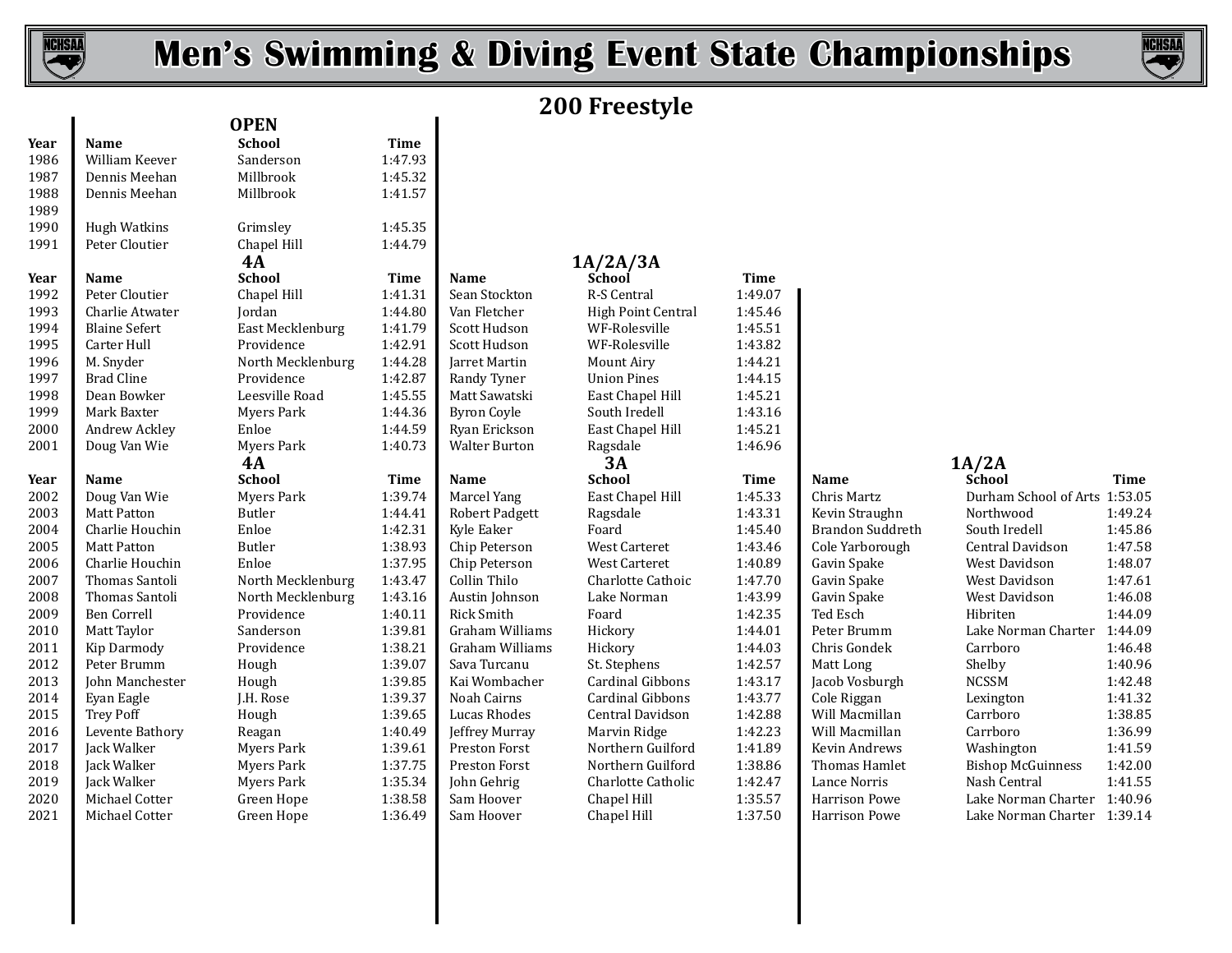# Men's Swimming & Diving Event State Championships

## 200 Freestyle

### OPEN

| Year | Name | School | Time |
|---|---|---|---|
| 1986 | William Keever | Sanderson | 1:47.93 |
| 1987 | Dennis Meehan | Millbrook | 1:45.32 |
| 1988 | Dennis Meehan | Millbrook | 1:41.57 |
| 1989 | | | |
| 1990 | Hugh Watkins | Grimsley | 1:45.35 |
| 1991 | Peter Cloutier | Chapel Hill | 1:44.79 |

### 4A and 1A/2A/3A

| Year | 4A Name | 4A School | 4A Time | 1A/2A/3A Name | 1A/2A/3A School | 1A/2A/3A Time |
|---|---|---|---|---|---|---|
| 1992 | Peter Cloutier | Chapel Hill | 1:41.31 | Sean Stockton | R-S Central | 1:49.07 |
| 1993 | Charlie Atwater | Jordan | 1:44.80 | Van Fletcher | High Point Central | 1:45.46 |
| 1994 | Blaine Sefert | East Mecklenburg | 1:41.79 | Scott Hudson | WF-Rolesville | 1:45.51 |
| 1995 | Carter Hull | Providence | 1:42.91 | Scott Hudson | WF-Rolesville | 1:43.82 |
| 1996 | M. Snyder | North Mecklenburg | 1:44.28 | Jarret Martin | Mount Airy | 1:44.21 |
| 1997 | Brad Cline | Providence | 1:42.87 | Randy Tyner | Union Pines | 1:44.15 |
| 1998 | Dean Bowker | Leesville Road | 1:45.55 | Matt Sawatski | East Chapel Hill | 1:45.21 |
| 1999 | Mark Baxter | Myers Park | 1:44.36 | Byron Coyle | South Iredell | 1:43.16 |
| 2000 | Andrew Ackley | Enloe | 1:44.59 | Ryan Erickson | East Chapel Hill | 1:45.21 |
| 2001 | Doug Van Wie | Myers Park | 1:40.73 | Walter Burton | Ragsdale | 1:46.96 |

### 4A, 3A and 1A/2A

| Year | 4A Name | 4A School | 4A Time | 3A Name | 3A School | 3A Time | 1A/2A Name | 1A/2A School | 1A/2A Time |
|---|---|---|---|---|---|---|---|---|---|
| 2002 | Doug Van Wie | Myers Park | 1:39.74 | Marcel Yang | East Chapel Hill | 1:45.33 | Chris Martz | Durham School of Arts | 1:53.05 |
| 2003 | Matt Patton | Butler | 1:44.41 | Robert Padgett | Ragsdale | 1:43.31 | Kevin Straughn | Northwood | 1:49.24 |
| 2004 | Charlie Houchin | Enloe | 1:42.31 | Kyle Eaker | Foard | 1:45.40 | Brandon Suddreth | South Iredell | 1:45.86 |
| 2005 | Matt Patton | Butler | 1:38.93 | Chip Peterson | West Carteret | 1:43.46 | Cole Yarborough | Central Davidson | 1:47.58 |
| 2006 | Charlie Houchin | Enloe | 1:37.95 | Chip Peterson | West Carteret | 1:40.89 | Gavin Spake | West Davidson | 1:48.07 |
| 2007 | Thomas Santoli | North Mecklenburg | 1:43.47 | Collin Thilo | Charlotte Cathoic | 1:47.70 | Gavin Spake | West Davidson | 1:47.61 |
| 2008 | Thomas Santoli | North Mecklenburg | 1:43.16 | Austin Johnson | Lake Norman | 1:43.99 | Gavin Spake | West Davidson | 1:46.08 |
| 2009 | Ben Correll | Providence | 1:40.11 | Rick Smith | Foard | 1:42.35 | Ted Esch | Hibriten | 1:44.09 |
| 2010 | Matt Taylor | Sanderson | 1:39.81 | Graham Williams | Hickory | 1:44.01 | Peter Brumm | Lake Norman Charter | 1:44.09 |
| 2011 | Kip Darmody | Providence | 1:38.21 | Graham Williams | Hickory | 1:44.03 | Chris Gondek | Carrboro | 1:46.48 |
| 2012 | Peter Brumm | Hough | 1:39.07 | Sava Turcanu | St. Stephens | 1:42.57 | Matt Long | Shelby | 1:40.96 |
| 2013 | John Manchester | Hough | 1:39.85 | Kai Wombacher | Cardinal Gibbons | 1:43.17 | Jacob Vosburgh | NCSSM | 1:42.48 |
| 2014 | Eyan Eagle | J.H. Rose | 1:39.37 | Noah Cairns | Cardinal Gibbons | 1:43.77 | Cole Riggan | Lexington | 1:41.32 |
| 2015 | Trey Poff | Hough | 1:39.65 | Lucas Rhodes | Central Davidson | 1:42.88 | Will Macmillan | Carrboro | 1:38.85 |
| 2016 | Levente Bathory | Reagan | 1:40.49 | Jeffrey Murray | Marvin Ridge | 1:42.23 | Will Macmillan | Carrboro | 1:36.99 |
| 2017 | Jack Walker | Myers Park | 1:39.61 | Preston Forst | Northern Guilford | 1:41.89 | Kevin Andrews | Washington | 1:41.59 |
| 2018 | Jack Walker | Myers Park | 1:37.75 | Preston Forst | Northern Guilford | 1:38.86 | Thomas Hamlet | Bishop McGuinness | 1:42.00 |
| 2019 | Jack Walker | Myers Park | 1:35.34 | John Gehrig | Charlotte Catholic | 1:42.47 | Lance Norris | Nash Central | 1:41.55 |
| 2020 | Michael Cotter | Green Hope | 1:38.58 | Sam Hoover | Chapel Hill | 1:35.57 | Harrison Powe | Lake Norman Charter | 1:40.96 |
| 2021 | Michael Cotter | Green Hope | 1:36.49 | Sam Hoover | Chapel Hill | 1:37.50 | Harrison Powe | Lake Norman Charter | 1:39.14 |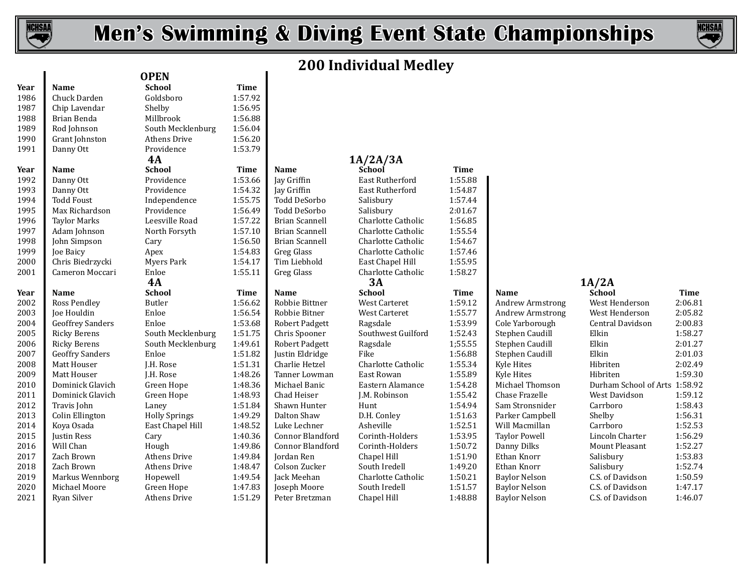# Men's Swimming & Diving Event State Championships

## 200 Individual Medley

### OPEN

| Year | Name | School | Time |
|---|---|---|---|
| 1986 | Chuck Darden | Goldsboro | 1:57.92 |
| 1987 | Chip Lavendar | Shelby | 1:56.95 |
| 1988 | Brian Benda | Millbrook | 1:56.88 |
| 1989 | Rod Johnson | South Mecklenburg | 1:56.04 |
| 1990 | Grant Johnston | Athens Drive | 1:56.20 |
| 1991 | Danny Ott | Providence | 1:53.79 |

### 4A / 1A/2A/3A

| Year | 4A Name | 4A School | 4A Time | 1A/2A/3A Name | 1A/2A/3A School | 1A/2A/3A Time |
|---|---|---|---|---|---|---|
| 1992 | Danny Ott | Providence | 1:53.66 | Jay Griffin | East Rutherford | 1:55.88 |
| 1993 | Danny Ott | Providence | 1:54.32 | Jay Griffin | East Rutherford | 1:54.87 |
| 1994 | Todd Foust | Independence | 1:55.75 | Todd DeSorbo | Salisbury | 1:57.44 |
| 1995 | Max Richardson | Providence | 1:56.49 | Todd DeSorbo | Salisbury | 2:01.67 |
| 1996 | Taylor Marks | Leesville Road | 1:57.22 | Brian Scannell | Charlotte Catholic | 1:56.85 |
| 1997 | Adam Johnson | North Forsyth | 1:57.10 | Brian Scannell | Charlotte Catholic | 1:55.54 |
| 1998 | John Simpson | Cary | 1:56.50 | Brian Scannell | Charlotte Catholic | 1:54.67 |
| 1999 | Joe Baicy | Apex | 1:54.83 | Greg Glass | Charlotte Catholic | 1:57.46 |
| 2000 | Chris Biedrzycki | Myers Park | 1:54.17 | Tim Liebhold | East Chapel Hill | 1:55.95 |
| 2001 | Cameron Moccari | Enloe | 1:55.11 | Greg Glass | Charlotte Catholic | 1:58.27 |

### 4A / 3A / 1A/2A

| Year | 4A Name | 4A School | 4A Time | 3A Name | 3A School | 3A Time | 1A/2A Name | 1A/2A School | 1A/2A Time |
|---|---|---|---|---|---|---|---|---|---|
| 2002 | Ross Pendley | Butler | 1:56.62 | Robbie Bittner | West Carteret | 1:59.12 | Andrew Armstrong | West Henderson | 2:06.81 |
| 2003 | Joe Houldin | Enloe | 1:56.54 | Robbie Bitner | West Carteret | 1:55.77 | Andrew Armstrong | West Henderson | 2:05.82 |
| 2004 | Geoffrey Sanders | Enloe | 1:53.68 | Robert Padgett | Ragsdale | 1:53.99 | Cole Yarborough | Central Davidson | 2:00.83 |
| 2005 | Ricky Berens | South Mecklenburg | 1:51.75 | Chris Spooner | Southwest Guilford | 1:52.43 | Stephen Caudill | Elkin | 1:58.27 |
| 2006 | Ricky Berens | South Mecklenburg | 1:49.61 | Robert Padgett | Ragsdale | 1;55.55 | Stephen Caudill | Elkin | 2:01.27 |
| 2007 | Geoffry Sanders | Enloe | 1:51.82 | Justin Eldridge | Fike | 1:56.88 | Stephen Caudill | Elkin | 2:01.03 |
| 2008 | Matt Houser | J.H. Rose | 1:51.31 | Charlie Hetzel | Charlotte Catholic | 1:55.34 | Kyle Hites | Hibriten | 2:02.49 |
| 2009 | Matt Houser | J.H. Rose | 1:48.26 | Tanner Lowman | East Rowan | 1:55.89 | Kyle Hites | Hibriten | 1:59.30 |
| 2010 | Dominick Glavich | Green Hope | 1:48.36 | Michael Banic | Eastern Alamance | 1:54.28 | Michael Thomson | Durham School of Arts | 1:58.92 |
| 2011 | Dominick Glavich | Green Hope | 1:48.93 | Chad Heiser | J.M. Robinson | 1:55.42 | Chase Frazelle | West Davidson | 1:59.12 |
| 2012 | Travis John | Laney | 1:51.84 | Shawn Hunter | Hunt | 1:54.94 | Sam Stronsnider | Carrboro | 1:58.43 |
| 2013 | Colin Ellington | Holly Springs | 1:49.29 | Dalton Shaw | D.H. Conley | 1:51.63 | Parker Campbell | Shelby | 1:56.31 |
| 2014 | Koya Osada | East Chapel Hill | 1:48.52 | Luke Lechner | Asheville | 1:52.51 | Will Macmillan | Carrboro | 1:52.53 |
| 2015 | Justin Ress | Cary | 1:40.36 | Connor Blandford | Corinth-Holders | 1:53.95 | Taylor Powell | Lincoln Charter | 1:56.29 |
| 2016 | Will Chan | Hough | 1:49.86 | Connor Blandford | Corinth-Holders | 1:50.72 | Danny Dilks | Mount Pleasant | 1:52.27 |
| 2017 | Zach Brown | Athens Drive | 1:49.84 | Jordan Ren | Chapel Hill | 1:51.90 | Ethan Knorr | Salisbury | 1:53.83 |
| 2018 | Zach Brown | Athens Drive | 1:48.47 | Colson Zucker | South Iredell | 1:49.20 | Ethan Knorr | Salisbury | 1:52.74 |
| 2019 | Markus Wennborg | Hopewell | 1:49.54 | Jack Meehan | Charlotte Catholic | 1:50.21 | Baylor Nelson | C.S. of Davidson | 1:50.59 |
| 2020 | Michael Moore | Green Hope | 1:47.83 | Joseph Moore | South Iredell | 1:51.57 | Baylor Nelson | C.S. of Davidson | 1:47.17 |
| 2021 | Ryan Silver | Athens Drive | 1:51.29 | Peter Bretzman | Chapel Hill | 1:48.88 | Baylor Nelson | C.S. of Davidson | 1:46.07 |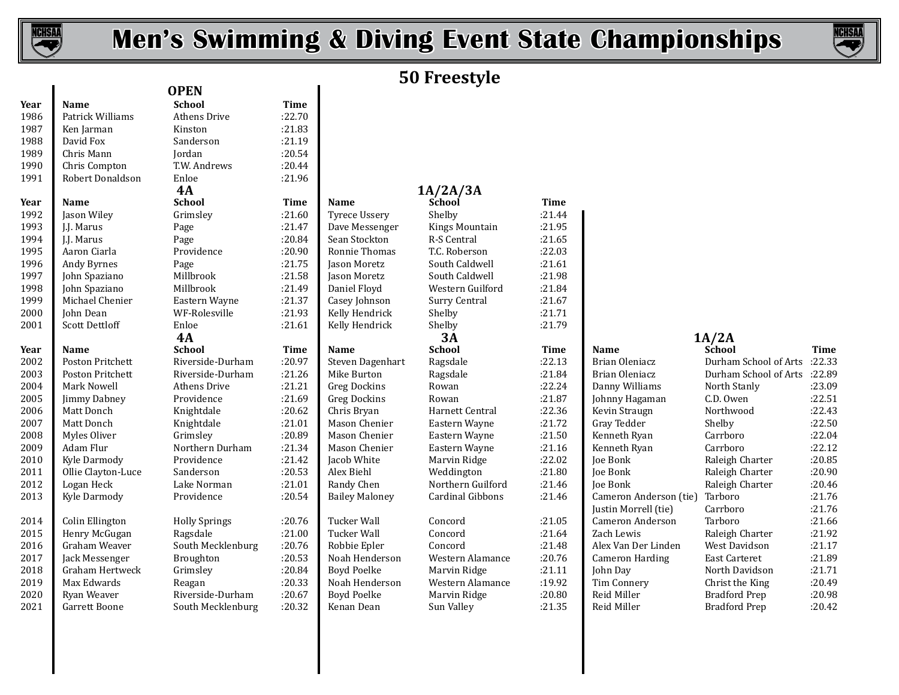# Men's Swimming & Diving Event State Championships

## 50 Freestyle

### OPEN

| Year | Name | School | Time |
|---|---|---|---|
| 1986 | Patrick Williams | Athens Drive | :22.70 |
| 1987 | Ken Jarman | Kinston | :21.83 |
| 1988 | David Fox | Sanderson | :21.19 |
| 1989 | Chris Mann | Jordan | :20.54 |
| 1990 | Chris Compton | T.W. Andrews | :20.44 |
| 1991 | Robert Donaldson | Enloe | :21.96 |

### 4A and 1A/2A/3A

| Year | 4A Name | 4A School | 4A Time | 1A/2A/3A Name | 1A/2A/3A School | 1A/2A/3A Time |
|---|---|---|---|---|---|---|
| 1992 | Jason Wiley | Grimsley | :21.60 | Tyrece Ussery | Shelby | :21.44 |
| 1993 | J.J. Marus | Page | :21.47 | Dave Messenger | Kings Mountain | :21.95 |
| 1994 | J.J. Marus | Page | :20.84 | Sean Stockton | R-S Central | :21.65 |
| 1995 | Aaron Ciarla | Providence | :20.90 | Ronnie Thomas | T.C. Roberson | :22.03 |
| 1996 | Andy Byrnes | Page | :21.75 | Jason Moretz | South Caldwell | :21.61 |
| 1997 | John Spaziano | Millbrook | :21.58 | Jason Moretz | South Caldwell | :21.98 |
| 1998 | John Spaziano | Millbrook | :21.49 | Daniel Floyd | Western Guilford | :21.84 |
| 1999 | Michael Chenier | Eastern Wayne | :21.37 | Casey Johnson | Surry Central | :21.67 |
| 2000 | John Dean | WF-Rolesville | :21.93 | Kelly Hendrick | Shelby | :21.71 |
| 2001 | Scott Dettloff | Enloe | :21.61 | Kelly Hendrick | Shelby | :21.79 |

### 4A, 3A and 1A/2A

| Year | 4A Name | 4A School | 4A Time | 3A Name | 3A School | 3A Time | 1A/2A Name | 1A/2A School | 1A/2A Time |
|---|---|---|---|---|---|---|---|---|---|
| 2002 | Poston Pritchett | Riverside-Durham | :20.97 | Steven Dagenhart | Ragsdale | :22.13 | Brian Oleniacz | Durham School of Arts | :22.33 |
| 2003 | Poston Pritchett | Riverside-Durham | :21.26 | Mike Burton | Ragsdale | :21.84 | Brian Oleniacz | Durham School of Arts | :22.89 |
| 2004 | Mark Nowell | Athens Drive | :21.21 | Greg Dockins | Rowan | :22.24 | Danny Williams | North Stanly | :23.09 |
| 2005 | Jimmy Dabney | Providence | :21.69 | Greg Dockins | Rowan | :21.87 | Johnny Hagaman | C.D. Owen | :22.51 |
| 2006 | Matt Donch | Knightdale | :20.62 | Chris Bryan | Harnett Central | :22.36 | Kevin Straugn | Northwood | :22.43 |
| 2007 | Matt Donch | Knightdale | :21.01 | Mason Chenier | Eastern Wayne | :21.72 | Gray Tedder | Shelby | :22.50 |
| 2008 | Myles Oliver | Grimsley | :20.89 | Mason Chenier | Eastern Wayne | :21.50 | Kenneth Ryan | Carrboro | :22.04 |
| 2009 | Adam Flur | Northern Durham | :21.34 | Mason Chenier | Eastern Wayne | :21.16 | Kenneth Ryan | Carrboro | :22.12 |
| 2010 | Kyle Darmody | Providence | :21.42 | Jacob White | Marvin Ridge | :22.02 | Joe Bonk | Raleigh Charter | :20.85 |
| 2011 | Ollie Clayton-Luce | Sanderson | :20.53 | Alex Biehl | Weddington | :21.80 | Joe Bonk | Raleigh Charter | :20.90 |
| 2012 | Logan Heck | Lake Norman | :21.01 | Randy Chen | Northern Guilford | :21.46 | Joe Bonk | Raleigh Charter | :20.46 |
| 2013 | Kyle Darmody | Providence | :20.54 | Bailey Maloney | Cardinal Gibbons | :21.46 | Cameron Anderson (tie) | Tarboro | :21.76 |
| | | | | | | | Justin Morrell (tie) | Carrboro | :21.76 |
| 2014 | Colin Ellington | Holly Springs | :20.76 | Tucker Wall | Concord | :21.05 | Cameron Anderson | Tarboro | :21.66 |
| 2015 | Henry McGugan | Ragsdale | :21.00 | Tucker Wall | Concord | :21.64 | Zach Lewis | Raleigh Charter | :21.92 |
| 2016 | Graham Weaver | South Mecklenburg | :20.76 | Robbie Epler | Concord | :21.48 | Alex Van Der Linden | West Davidson | :21.17 |
| 2017 | Jack Messenger | Broughton | :20.53 | Noah Henderson | Western Alamance | :20.76 | Cameron Harding | East Carteret | :21.89 |
| 2018 | Graham Hertweck | Grimsley | :20.84 | Boyd Poelke | Marvin Ridge | :21.11 | John Day | North Davidson | :21.71 |
| 2019 | Max Edwards | Reagan | :20.33 | Noah Henderson | Western Alamance | :19.92 | Tim Connery | Christ the King | :20.49 |
| 2020 | Ryan Weaver | Riverside-Durham | :20.67 | Boyd Poelke | Marvin Ridge | :20.80 | Reid Miller | Bradford Prep | :20.98 |
| 2021 | Garrett Boone | South Mecklenburg | :20.32 | Kenan Dean | Sun Valley | :21.35 | Reid Miller | Bradford Prep | :20.42 |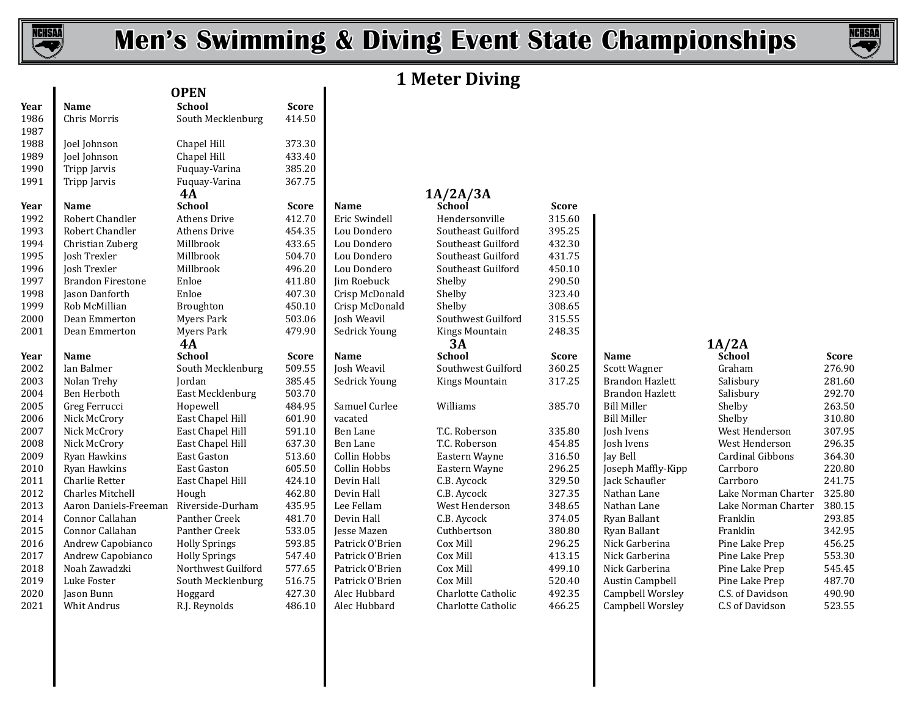# Men's Swimming & Diving Event State Championships

## 1 Meter Diving

### OPEN

| Year | Name | School | Score |
|---|---|---|---|
| 1986 | Chris Morris | South Mecklenburg | 414.50 |
| 1987 | | | |
| 1988 | Joel Johnson | Chapel Hill | 373.30 |
| 1989 | Joel Johnson | Chapel Hill | 433.40 |
| 1990 | Tripp Jarvis | Fuquay-Varina | 385.20 |
| 1991 | Tripp Jarvis | Fuquay-Varina | 367.75 |

### 4A and 1A/2A/3A

| Year | 4A Name | 4A School | 4A Score | 1A/2A/3A Name | 1A/2A/3A School | 1A/2A/3A Score |
|---|---|---|---|---|---|---|
| 1992 | Robert Chandler | Athens Drive | 412.70 | Eric Swindell | Hendersonville | 315.60 |
| 1993 | Robert Chandler | Athens Drive | 454.35 | Lou Dondero | Southeast Guilford | 395.25 |
| 1994 | Christian Zuberg | Millbrook | 433.65 | Lou Dondero | Southeast Guilford | 432.30 |
| 1995 | Josh Trexler | Millbrook | 504.70 | Lou Dondero | Southeast Guilford | 431.75 |
| 1996 | Josh Trexler | Millbrook | 496.20 | Lou Dondero | Southeast Guilford | 450.10 |
| 1997 | Brandon Firestone | Enloe | 411.80 | Jim Roebuck | Shelby | 290.50 |
| 1998 | Jason Danforth | Enloe | 407.30 | Crisp McDonald | Shelby | 323.40 |
| 1999 | Rob McMillian | Broughton | 450.10 | Crisp McDonald | Shelby | 308.65 |
| 2000 | Dean Emmerton | Myers Park | 503.06 | Josh Weavil | Southwest Guilford | 315.55 |
| 2001 | Dean Emmerton | Myers Park | 479.90 | Sedrick Young | Kings Mountain | 248.35 |

### 4A, 3A and 1A/2A

| Year | 4A Name | 4A School | 4A Score | 3A Name | 3A School | 3A Score | 1A/2A Name | 1A/2A School | 1A/2A Score |
|---|---|---|---|---|---|---|---|---|---|
| 2002 | Ian Balmer | South Mecklenburg | 509.55 | Josh Weavil | Southwest Guilford | 360.25 | Scott Wagner | Graham | 276.90 |
| 2003 | Nolan Trehy | Jordan | 385.45 | Sedrick Young | Kings Mountain | 317.25 | Brandon Hazlett | Salisbury | 281.60 |
| 2004 | Ben Herboth | East Mecklenburg | 503.70 | | | | Brandon Hazlett | Salisbury | 292.70 |
| 2005 | Greg Ferrucci | Hopewell | 484.95 | Samuel Curlee | Williams | 385.70 | Bill Miller | Shelby | 263.50 |
| 2006 | Nick McCrory | East Chapel Hill | 601.90 | vacated | | | Bill Miller | Shelby | 310.80 |
| 2007 | Nick McCrory | East Chapel Hill | 591.10 | Ben Lane | T.C. Roberson | 335.80 | Josh Ivens | West Henderson | 307.95 |
| 2008 | Nick McCrory | East Chapel Hill | 637.30 | Ben Lane | T.C. Roberson | 454.85 | Josh Ivens | West Henderson | 296.35 |
| 2009 | Ryan Hawkins | East Gaston | 513.60 | Collin Hobbs | Eastern Wayne | 316.50 | Jay Bell | Cardinal Gibbons | 364.30 |
| 2010 | Ryan Hawkins | East Gaston | 605.50 | Collin Hobbs | Eastern Wayne | 296.25 | Joseph Maffly-Kipp | Carrboro | 220.80 |
| 2011 | Charlie Retter | East Chapel Hill | 424.10 | Devin Hall | C.B. Aycock | 329.50 | Jack Schaufler | Carrboro | 241.75 |
| 2012 | Charles Mitchell | Hough | 462.80 | Devin Hall | C.B. Aycock | 327.35 | Nathan Lane | Lake Norman Charter | 325.80 |
| 2013 | Aaron Daniels-Freeman | Riverside-Durham | 435.95 | Lee Fellam | West Henderson | 348.65 | Nathan Lane | Lake Norman Charter | 380.15 |
| 2014 | Connor Callahan | Panther Creek | 481.70 | Devin Hall | C.B. Aycock | 374.05 | Ryan Ballant | Franklin | 293.85 |
| 2015 | Connor Callahan | Panther Creek | 533.05 | Jesse Mazen | Cuthbertson | 380.80 | Ryan Ballant | Franklin | 342.95 |
| 2016 | Andrew Capobianco | Holly Springs | 593.85 | Patrick O'Brien | Cox Mill | 296.25 | Nick Garberina | Pine Lake Prep | 456.25 |
| 2017 | Andrew Capobianco | Holly Springs | 547.40 | Patrick O'Brien | Cox Mill | 413.15 | Nick Garberina | Pine Lake Prep | 553.30 |
| 2018 | Noah Zawadzki | Northwest Guilford | 577.65 | Patrick O'Brien | Cox Mill | 499.10 | Nick Garberina | Pine Lake Prep | 545.45 |
| 2019 | Luke Foster | South Mecklenburg | 516.75 | Patrick O'Brien | Cox Mill | 520.40 | Austin Campbell | Pine Lake Prep | 487.70 |
| 2020 | Jason Bunn | Hoggard | 427.30 | Alec Hubbard | Charlotte Catholic | 492.35 | Campbell Worsley | C.S. of Davidson | 490.90 |
| 2021 | Whit Andrus | R.J. Reynolds | 486.10 | Alec Hubbard | Charlotte Catholic | 466.25 | Campbell Worsley | C.S of Davidson | 523.55 |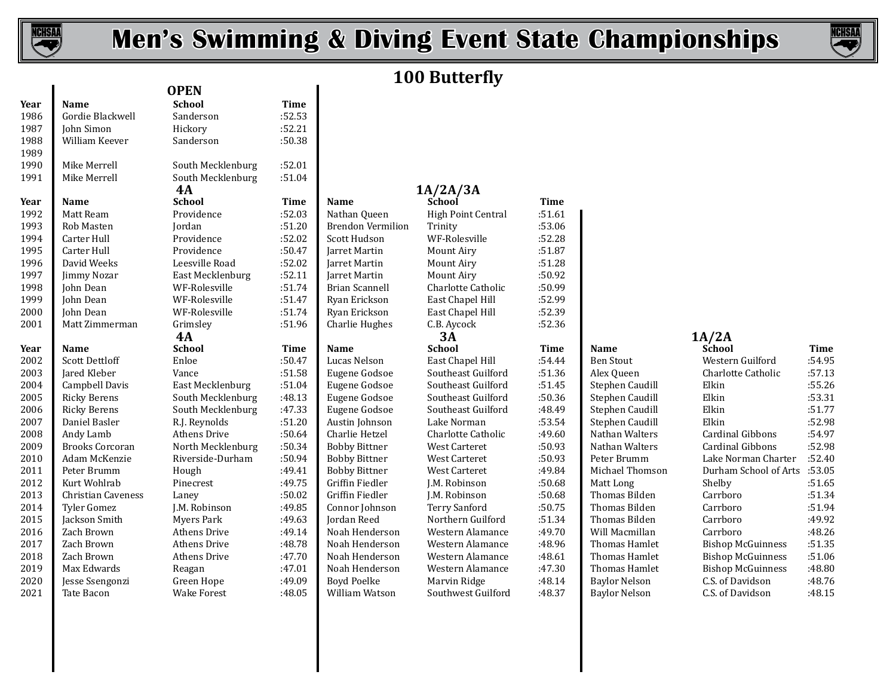# Men's Swimming & Diving Event State Championships

## 100 Butterfly

### OPEN

| Year | Name | School | Time |
|---|---|---|---|
| 1986 | Gordie Blackwell | Sanderson | :52.53 |
| 1987 | John Simon | Hickory | :52.21 |
| 1988 | William Keever | Sanderson | :50.38 |
| 1989 | | | |
| 1990 | Mike Merrell | South Mecklenburg | :52.01 |
| 1991 | Mike Merrell | South Mecklenburg | :51.04 |

### 4A and 1A/2A/3A

| Year | Name (4A) | School (4A) | Time (4A) | Name (1A/2A/3A) | School (1A/2A/3A) | Time (1A/2A/3A) |
|---|---|---|---|---|---|---|
| 1992 | Matt Ream | Providence | :52.03 | Nathan Queen | High Point Central | :51.61 |
| 1993 | Rob Masten | Jordan | :51.20 | Brendon Vermilion | Trinity | :53.06 |
| 1994 | Carter Hull | Providence | :52.02 | Scott Hudson | WF-Rolesville | :52.28 |
| 1995 | Carter Hull | Providence | :50.47 | Jarret Martin | Mount Airy | :51.87 |
| 1996 | David Weeks | Leesville Road | :52.02 | Jarret Martin | Mount Airy | :51.28 |
| 1997 | Jimmy Nozar | East Mecklenburg | :52.11 | Jarret Martin | Mount Airy | :50.92 |
| 1998 | John Dean | WF-Rolesville | :51.74 | Brian Scannell | Charlotte Catholic | :50.99 |
| 1999 | John Dean | WF-Rolesville | :51.47 | Ryan Erickson | East Chapel Hill | :52.99 |
| 2000 | John Dean | WF-Rolesville | :51.74 | Ryan Erickson | East Chapel Hill | :52.39 |
| 2001 | Matt Zimmerman | Grimsley | :51.96 | Charlie Hughes | C.B. Aycock | :52.36 |

### 4A, 3A and 1A/2A

| Year | Name (4A) | School (4A) | Time (4A) | Name (3A) | School (3A) | Time (3A) | Name (1A/2A) | School (1A/2A) | Time (1A/2A) |
|---|---|---|---|---|---|---|---|---|---|
| 2002 | Scott Dettloff | Enloe | :50.47 | Lucas Nelson | East Chapel Hill | :54.44 | Ben Stout | Western Guilford | :54.95 |
| 2003 | Jared Kleber | Vance | :51.58 | Eugene Godsoe | Southeast Guilford | :51.36 | Alex Queen | Charlotte Catholic | :57.13 |
| 2004 | Campbell Davis | East Mecklenburg | :51.04 | Eugene Godsoe | Southeast Guilford | :51.45 | Stephen Caudill | Elkin | :55.26 |
| 2005 | Ricky Berens | South Mecklenburg | :48.13 | Eugene Godsoe | Southeast Guilford | :50.36 | Stephen Caudill | Elkin | :53.31 |
| 2006 | Ricky Berens | South Mecklenburg | :47.33 | Eugene Godsoe | Southeast Guilford | :48.49 | Stephen Caudill | Elkin | :51.77 |
| 2007 | Daniel Basler | R.J. Reynolds | :51.20 | Austin Johnson | Lake Norman | :53.54 | Stephen Caudill | Elkin | :52.98 |
| 2008 | Andy Lamb | Athens Drive | :50.64 | Charlie Hetzel | Charlotte Catholic | :49.60 | Nathan Walters | Cardinal Gibbons | :54.97 |
| 2009 | Brooks Corcoran | North Mecklenburg | :50.34 | Bobby Bittner | West Carteret | :50.93 | Nathan Walters | Cardinal Gibbons | :52.98 |
| 2010 | Adam McKenzie | Riverside-Durham | :50.94 | Bobby Bittner | West Carteret | :50.93 | Peter Brumm | Lake Norman Charter | :52.40 |
| 2011 | Peter Brumm | Hough | :49.41 | Bobby Bittner | West Carteret | :49.84 | Michael Thomson | Durham School of Arts | :53.05 |
| 2012 | Kurt Wohlrab | Pinecrest | :49.75 | Griffin Fiedler | J.M. Robinson | :50.68 | Matt Long | Shelby | :51.65 |
| 2013 | Christian Caveness | Laney | :50.02 | Griffin Fiedler | J.M. Robinson | :50.68 | Thomas Bilden | Carrboro | :51.34 |
| 2014 | Tyler Gomez | J.M. Robinson | :49.85 | Connor Johnson | Terry Sanford | :50.75 | Thomas Bilden | Carrboro | :51.94 |
| 2015 | Jackson Smith | Myers Park | :49.63 | Jordan Reed | Northern Guilford | :51.34 | Thomas Bilden | Carrboro | :49.92 |
| 2016 | Zach Brown | Athens Drive | :49.14 | Noah Henderson | Western Alamance | :49.70 | Will Macmillan | Carrboro | :48.26 |
| 2017 | Zach Brown | Athens Drive | :48.78 | Noah Henderson | Western Alamance | :48.96 | Thomas Hamlet | Bishop McGuinness | :51.35 |
| 2018 | Zach Brown | Athens Drive | :47.70 | Noah Henderson | Western Alamance | :48.61 | Thomas Hamlet | Bishop McGuinness | :51.06 |
| 2019 | Max Edwards | Reagan | :47.01 | Noah Henderson | Western Alamance | :47.30 | Thomas Hamlet | Bishop McGuinness | :48.80 |
| 2020 | Jesse Ssengonzi | Green Hope | :49.09 | Boyd Poelke | Marvin Ridge | :48.14 | Baylor Nelson | C.S. of Davidson | :48.76 |
| 2021 | Tate Bacon | Wake Forest | :48.05 | William Watson | Southwest Guilford | :48.37 | Baylor Nelson | C.S. of Davidson | :48.15 |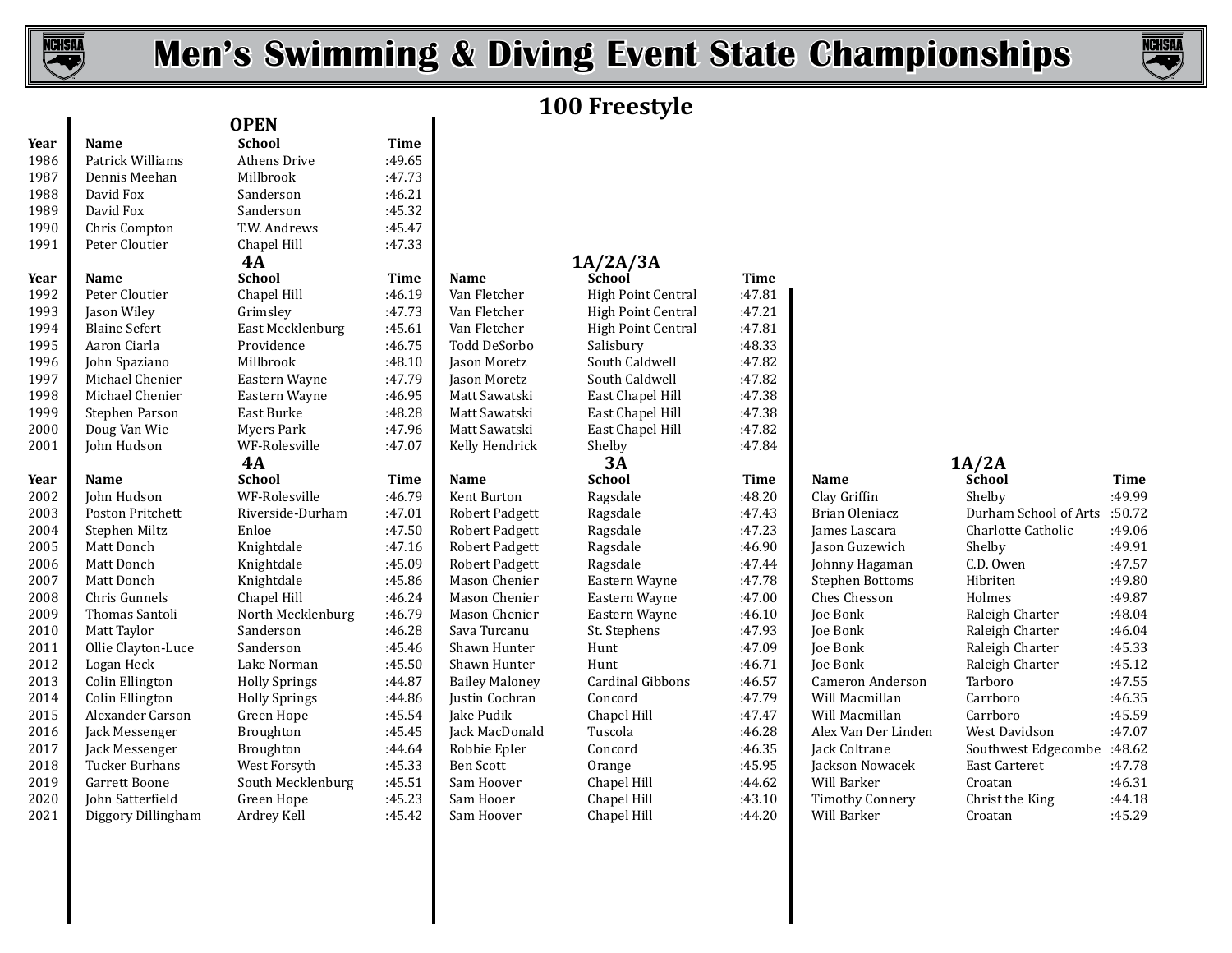# Men's Swimming & Diving Event State Championships

## 100 Freestyle

### OPEN

| Year | Name | School | Time |
|---|---|---|---|
| 1986 | Patrick Williams | Athens Drive | :49.65 |
| 1987 | Dennis Meehan | Millbrook | :47.73 |
| 1988 | David Fox | Sanderson | :46.21 |
| 1989 | David Fox | Sanderson | :45.32 |
| 1990 | Chris Compton | T.W. Andrews | :45.47 |
| 1991 | Peter Cloutier | Chapel Hill | :47.33 |

### 4A / 1A/2A/3A

| Year | 4A Name | 4A School | 4A Time | 1A/2A/3A Name | 1A/2A/3A School | 1A/2A/3A Time |
|---|---|---|---|---|---|---|
| 1992 | Peter Cloutier | Chapel Hill | :46.19 | Van Fletcher | High Point Central | :47.81 |
| 1993 | Jason Wiley | Grimsley | :47.73 | Van Fletcher | High Point Central | :47.21 |
| 1994 | Blaine Sefert | East Mecklenburg | :45.61 | Van Fletcher | High Point Central | :47.81 |
| 1995 | Aaron Ciarla | Providence | :46.75 | Todd DeSorbo | Salisbury | :48.33 |
| 1996 | John Spaziano | Millbrook | :48.10 | Jason Moretz | South Caldwell | :47.82 |
| 1997 | Michael Chenier | Eastern Wayne | :47.79 | Jason Moretz | South Caldwell | :47.82 |
| 1998 | Michael Chenier | Eastern Wayne | :46.95 | Matt Sawatski | East Chapel Hill | :47.38 |
| 1999 | Stephen Parson | East Burke | :48.28 | Matt Sawatski | East Chapel Hill | :47.38 |
| 2000 | Doug Van Wie | Myers Park | :47.96 | Matt Sawatski | East Chapel Hill | :47.82 |
| 2001 | John Hudson | WF-Rolesville | :47.07 | Kelly Hendrick | Shelby | :47.84 |

### 4A / 3A / 1A/2A

| Year | 4A Name | 4A School | 4A Time | 3A Name | 3A School | 3A Time | 1A/2A Name | 1A/2A School | 1A/2A Time |
|---|---|---|---|---|---|---|---|---|---|
| 2002 | John Hudson | WF-Rolesville | :46.79 | Kent Burton | Ragsdale | :48.20 | Clay Griffin | Shelby | :49.99 |
| 2003 | Poston Pritchett | Riverside-Durham | :47.01 | Robert Padgett | Ragsdale | :47.43 | Brian Oleniacz | Durham School of Arts | :50.72 |
| 2004 | Stephen Miltz | Enloe | :47.50 | Robert Padgett | Ragsdale | :47.23 | James Lascara | Charlotte Catholic | :49.06 |
| 2005 | Matt Donch | Knightdale | :47.16 | Robert Padgett | Ragsdale | :46.90 | Jason Guzewich | Shelby | :49.91 |
| 2006 | Matt Donch | Knightdale | :45.09 | Robert Padgett | Ragsdale | :47.44 | Johnny Hagaman | C.D. Owen | :47.57 |
| 2007 | Matt Donch | Knightdale | :45.86 | Mason Chenier | Eastern Wayne | :47.78 | Stephen Bottoms | Hibriten | :49.80 |
| 2008 | Chris Gunnels | Chapel Hill | :46.24 | Mason Chenier | Eastern Wayne | :47.00 | Ches Chesson | Holmes | :49.87 |
| 2009 | Thomas Santoli | North Mecklenburg | :46.79 | Mason Chenier | Eastern Wayne | :46.10 | Joe Bonk | Raleigh Charter | :48.04 |
| 2010 | Matt Taylor | Sanderson | :46.28 | Sava Turcanu | St. Stephens | :47.93 | Joe Bonk | Raleigh Charter | :46.04 |
| 2011 | Ollie Clayton-Luce | Sanderson | :45.46 | Shawn Hunter | Hunt | :47.09 | Joe Bonk | Raleigh Charter | :45.33 |
| 2012 | Logan Heck | Lake Norman | :45.50 | Shawn Hunter | Hunt | :46.71 | Joe Bonk | Raleigh Charter | :45.12 |
| 2013 | Colin Ellington | Holly Springs | :44.87 | Bailey Maloney | Cardinal Gibbons | :46.57 | Cameron Anderson | Tarboro | :47.55 |
| 2014 | Colin Ellington | Holly Springs | :44.86 | Justin Cochran | Concord | :47.79 | Will Macmillan | Carrboro | :46.35 |
| 2015 | Alexander Carson | Green Hope | :45.54 | Jake Pudik | Chapel Hill | :47.47 | Will Macmillan | Carrboro | :45.59 |
| 2016 | Jack Messenger | Broughton | :45.45 | Jack MacDonald | Tuscola | :46.28 | Alex Van Der Linden | West Davidson | :47.07 |
| 2017 | Jack Messenger | Broughton | :44.64 | Robbie Epler | Concord | :46.35 | Jack Coltrane | Southwest Edgecombe | :48.62 |
| 2018 | Tucker Burhans | West Forsyth | :45.33 | Ben Scott | Orange | :45.95 | Jackson Nowacek | East Carteret | :47.78 |
| 2019 | Garrett Boone | South Mecklenburg | :45.51 | Sam Hoover | Chapel Hill | :44.62 | Will Barker | Croatan | :46.31 |
| 2020 | John Satterfield | Green Hope | :45.23 | Sam Hooer | Chapel Hill | :43.10 | Timothy Connery | Christ the King | :44.18 |
| 2021 | Diggory Dillingham | Ardrey Kell | :45.42 | Sam Hoover | Chapel Hill | :44.20 | Will Barker | Croatan | :45.29 |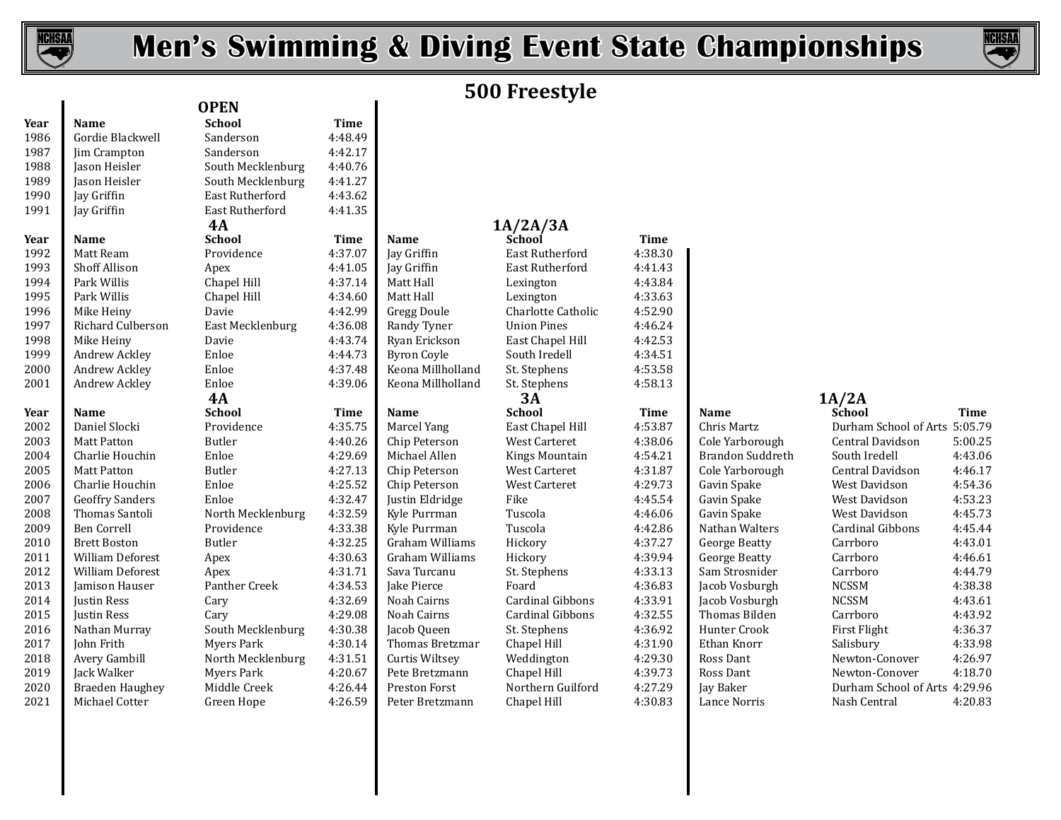# Men's Swimming & Diving Event State Championships

## 500 Freestyle

### OPEN

| Year | Name | School | Time |
|---|---|---|---|
| 1986 | Gordie Blackwell | Sanderson | 4:48.49 |
| 1987 | Jim Crampton | Sanderson | 4:42.17 |
| 1988 | Jason Heisler | South Mecklenburg | 4:40.76 |
| 1989 | Jason Heisler | South Mecklenburg | 4:41.27 |
| 1990 | Jay Griffin | East Rutherford | 4:43.62 |
| 1991 | Jay Griffin | East Rutherford | 4:41.35 |

### 4A and 1A/2A/3A

| Year | 4A Name | 4A School | 4A Time | 1A/2A/3A Name | 1A/2A/3A School | 1A/2A/3A Time |
|---|---|---|---|---|---|---|
| 1992 | Matt Ream | Providence | 4:37.07 | Jay Griffin | East Rutherford | 4:38.30 |
| 1993 | Shoff Allison | Apex | 4:41.05 | Jay Griffin | East Rutherford | 4:41.43 |
| 1994 | Park Willis | Chapel Hill | 4:37.14 | Matt Hall | Lexington | 4:43.84 |
| 1995 | Park Willis | Chapel Hill | 4:34.60 | Matt Hall | Lexington | 4:33.63 |
| 1996 | Mike Heiny | Davie | 4:42.99 | Gregg Doule | Charlotte Catholic | 4:52.90 |
| 1997 | Richard Culberson | East Mecklenburg | 4:36.08 | Randy Tyner | Union Pines | 4:46.24 |
| 1998 | Mike Heiny | Davie | 4:43.74 | Ryan Erickson | East Chapel Hill | 4:42.53 |
| 1999 | Andrew Ackley | Enloe | 4:44.73 | Byron Coyle | South Iredell | 4:34.51 |
| 2000 | Andrew Ackley | Enloe | 4:37.48 | Keona Millholland | St. Stephens | 4:53.58 |
| 2001 | Andrew Ackley | Enloe | 4:39.06 | Keona Millholland | St. Stephens | 4:58.13 |

### 4A, 3A and 1A/2A

| Year | 4A Name | 4A School | 4A Time | 3A Name | 3A School | 3A Time | 1A/2A Name | 1A/2A School | 1A/2A Time |
|---|---|---|---|---|---|---|---|---|---|
| 2002 | Daniel Slocki | Providence | 4:35.75 | Marcel Yang | East Chapel Hill | 4:53.87 | Chris Martz | Durham School of Arts | 5:05.79 |
| 2003 | Matt Patton | Butler | 4:40.26 | Chip Peterson | West Carteret | 4:38.06 | Cole Yarborough | Central Davidson | 5:00.25 |
| 2004 | Charlie Houchin | Enloe | 4:29.69 | Michael Allen | Kings Mountain | 4:54.21 | Brandon Suddreth | South Iredell | 4:43.06 |
| 2005 | Matt Patton | Butler | 4:27.13 | Chip Peterson | West Carteret | 4:31.87 | Cole Yarborough | Central Davidson | 4:46.17 |
| 2006 | Charlie Houchin | Enloe | 4:25.52 | Chip Peterson | West Carteret | 4:29.73 | Gavin Spake | West Davidson | 4:54.36 |
| 2007 | Geoffry Sanders | Enloe | 4:32.47 | Justin Eldridge | Fike | 4:45.54 | Gavin Spake | West Davidson | 4:53.23 |
| 2008 | Thomas Santoli | North Mecklenburg | 4:32.59 | Kyle Purrman | Tuscola | 4:46.06 | Gavin Spake | West Davidson | 4:45.73 |
| 2009 | Ben Correll | Providence | 4:33.38 | Kyle Purrman | Tuscola | 4:42.86 | Nathan Walters | Cardinal Gibbons | 4:45.44 |
| 2010 | Brett Boston | Butler | 4:32.25 | Graham Williams | Hickory | 4:37.27 | George Beatty | Carrboro | 4:43.01 |
| 2011 | William Deforest | Apex | 4:30.63 | Graham Williams | Hickory | 4:39.94 | George Beatty | Carrboro | 4:46.61 |
| 2012 | William Deforest | Apex | 4:31.71 | Sava Turcanu | St. Stephens | 4:33.13 | Sam Strosnider | Carrboro | 4:44.79 |
| 2013 | Jamison Hauser | Panther Creek | 4:34.53 | Jake Pierce | Foard | 4:36.83 | Jacob Vosburgh | NCSSM | 4:38.38 |
| 2014 | Justin Ress | Cary | 4:32.69 | Noah Cairns | Cardinal Gibbons | 4:33.91 | Jacob Vosburgh | NCSSM | 4:43.61 |
| 2015 | Justin Ress | Cary | 4:29.08 | Noah Cairns | Cardinal Gibbons | 4:32.55 | Thomas Bilden | Carrboro | 4:43.92 |
| 2016 | Nathan Murray | South Mecklenburg | 4:30.38 | Jacob Queen | St. Stephens | 4:36.92 | Hunter Crook | First Flight | 4:36.37 |
| 2017 | John Frith | Myers Park | 4:30.14 | Thomas Bretzmar | Chapel Hill | 4:31.90 | Ethan Knorr | Salisbury | 4:33.98 |
| 2018 | Avery Gambill | North Mecklenburg | 4:31.51 | Curtis Wiltsey | Weddington | 4:29.30 | Ross Dant | Newton-Conover | 4:26.97 |
| 2019 | Jack Walker | Myers Park | 4:20.67 | Pete Bretzmann | Chapel Hill | 4:39.73 | Ross Dant | Newton-Conover | 4:18.70 |
| 2020 | Braeden Haughey | Middle Creek | 4:26.44 | Preston Forst | Northern Guilford | 4:27.29 | Jay Baker | Durham School of Arts | 4:29.96 |
| 2021 | Michael Cotter | Green Hope | 4:26.59 | Peter Bretzmann | Chapel Hill | 4:30.83 | Lance Norris | Nash Central | 4:20.83 |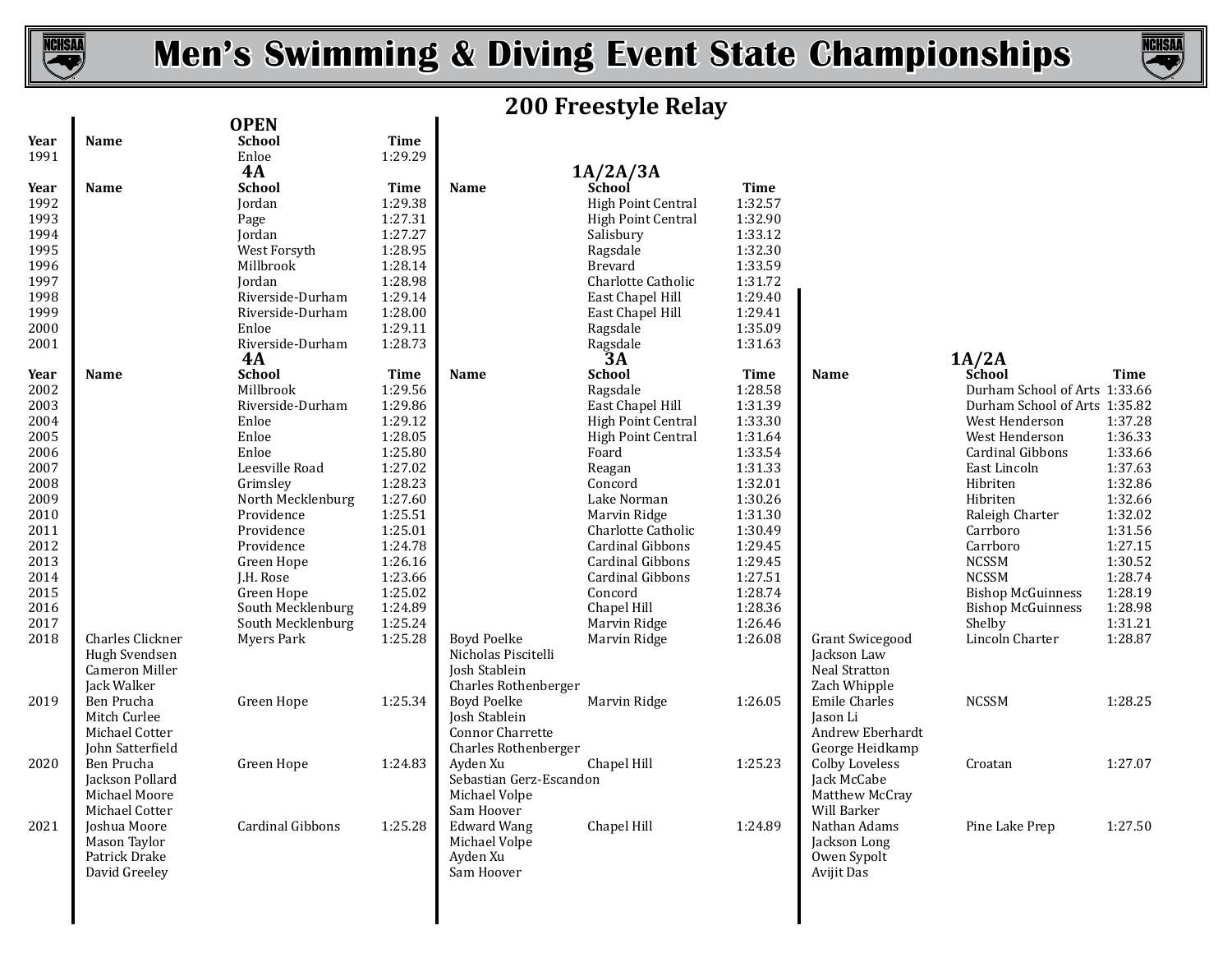# Men's Swimming & Diving Event State Championships

## 200 Freestyle Relay

### OPEN

| Year | Name | School | Time |
|---|---|---|---|
| 1991 | | Enloe | 1:29.29 |

### 4A / 1A/2A/3A

| Year | Name | School (4A) | Time | Name | School (1A/2A/3A) | Time |
|---|---|---|---|---|---|---|
| 1992 | | Jordan | 1:29.38 | | High Point Central | 1:32.57 |
| 1993 | | Page | 1:27.31 | | High Point Central | 1:32.90 |
| 1994 | | Jordan | 1:27.27 | | Salisbury | 1:33.12 |
| 1995 | | West Forsyth | 1:28.95 | | Ragsdale | 1:32.30 |
| 1996 | | Millbrook | 1:28.14 | | Brevard | 1:33.59 |
| 1997 | | Jordan | 1:28.98 | | Charlotte Catholic | 1:31.72 |
| 1998 | | Riverside-Durham | 1:29.14 | | East Chapel Hill | 1:29.40 |
| 1999 | | Riverside-Durham | 1:28.00 | | East Chapel Hill | 1:29.41 |
| 2000 | | Enloe | 1:29.11 | | Ragsdale | 1:35.09 |
| 2001 | | Riverside-Durham | 1:28.73 | | Ragsdale | 1:31.63 |

### 4A / 3A / 1A/2A

| Year | Name | School (4A) | Time | Name | School (3A) | Time | Name | School (1A/2A) | Time |
|---|---|---|---|---|---|---|---|---|---|
| 2002 | | Millbrook | 1:29.56 | | Ragsdale | 1:28.58 | | Durham School of Arts | 1:33.66 |
| 2003 | | Riverside-Durham | 1:29.86 | | East Chapel Hill | 1:31.39 | | Durham School of Arts | 1:35.82 |
| 2004 | | Enloe | 1:29.12 | | High Point Central | 1:33.30 | | West Henderson | 1:37.28 |
| 2005 | | Enloe | 1:28.05 | | High Point Central | 1:31.64 | | West Henderson | 1:36.33 |
| 2006 | | Enloe | 1:25.80 | | Foard | 1:33.54 | | Cardinal Gibbons | 1:33.66 |
| 2007 | | Leesville Road | 1:27.02 | | Reagan | 1:31.33 | | East Lincoln | 1:37.63 |
| 2008 | | Grimsley | 1:28.23 | | Concord | 1:32.01 | | Hibriten | 1:32.86 |
| 2009 | | North Mecklenburg | 1:27.60 | | Lake Norman | 1:30.26 | | Hibriten | 1:32.66 |
| 2010 | | Providence | 1:25.51 | | Marvin Ridge | 1:31.30 | | Raleigh Charter | 1:32.02 |
| 2011 | | Providence | 1:25.01 | | Charlotte Catholic | 1:30.49 | | Carrboro | 1:31.56 |
| 2012 | | Providence | 1:24.78 | | Cardinal Gibbons | 1:29.45 | | Carrboro | 1:27.15 |
| 2013 | | Green Hope | 1:26.16 | | Cardinal Gibbons | 1:29.45 | | NCSSM | 1:30.52 |
| 2014 | | J.H. Rose | 1:23.66 | | Cardinal Gibbons | 1:27.51 | | NCSSM | 1:28.74 |
| 2015 | | Green Hope | 1:25.02 | | Concord | 1:28.74 | | Bishop McGuinness | 1:28.19 |
| 2016 | | South Mecklenburg | 1:24.89 | | Chapel Hill | 1:28.36 | | Bishop McGuinness | 1:28.98 |
| 2017 | | South Mecklenburg | 1:25.24 | | Marvin Ridge | 1:26.46 | | Shelby | 1:31.21 |
| 2018 | Charles Clickner, Hugh Svendsen, Cameron Miller, Jack Walker | Myers Park | 1:25.28 | Boyd Poelke, Nicholas Piscitelli, Josh Stablein, Charles Rothenberger | Marvin Ridge | 1:26.08 | Grant Swicegood, Jackson Law, Neal Stratton, Zach Whipple | Lincoln Charter | 1:28.87 |
| 2019 | Ben Prucha, Mitch Curlee, Michael Cotter, John Satterfield | Green Hope | 1:25.34 | Boyd Poelke, Josh Stablein, Connor Charrette, Charles Rothenberger | Marvin Ridge | 1:26.05 | Emile Charles, Jason Li, Andrew Eberhardt, George Heidkamp | NCSSM | 1:28.25 |
| 2020 | Ben Prucha, Jackson Pollard, Michael Moore, Michael Cotter | Green Hope | 1:24.83 | Ayden Xu, Sebastian Gerz-Escandon, Michael Volpe, Sam Hoover | Chapel Hill | 1:25.23 | Colby Loveless, Jack McCabe, Matthew McCray, Will Barker | Croatan | 1:27.07 |
| 2021 | Joshua Moore, Mason Taylor, Patrick Drake, David Greeley | Cardinal Gibbons | 1:25.28 | Edward Wang, Michael Volpe, Ayden Xu, Sam Hoover | Chapel Hill | 1:24.89 | Nathan Adams, Jackson Long, Owen Sypolt, Avijit Das | Pine Lake Prep | 1:27.50 |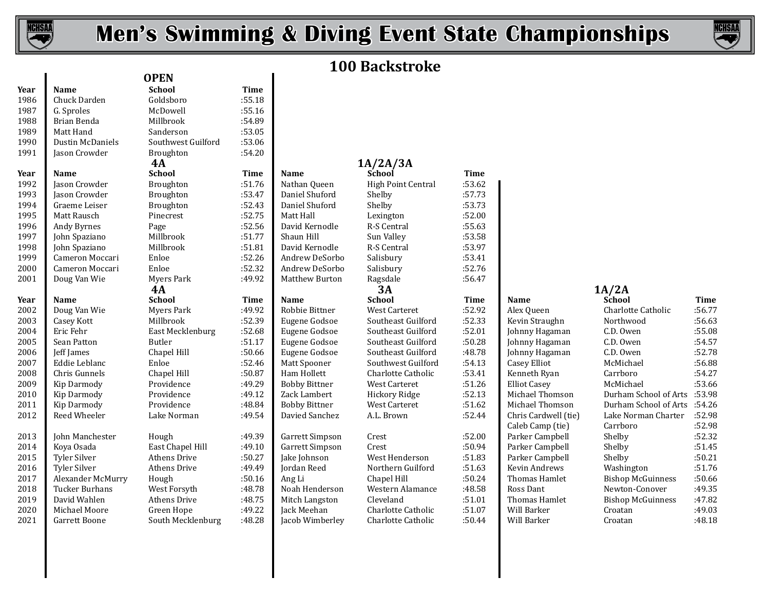# Men's Swimming & Diving Event State Championships

## 100 Backstroke

### OPEN

| Year | Name | School | Time |
|---|---|---|---|
| 1986 | Chuck Darden | Goldsboro | :55.18 |
| 1987 | G. Sproles | McDowell | :55.16 |
| 1988 | Brian Benda | Millbrook | :54.89 |
| 1989 | Matt Hand | Sanderson | :53.05 |
| 1990 | Dustin McDaniels | Southwest Guilford | :53.06 |
| 1991 | Jason Crowder | Broughton | :54.20 |

### 4A and 1A/2A/3A

| Year | 4A Name | 4A School | 4A Time | 1A/2A/3A Name | 1A/2A/3A School | 1A/2A/3A Time |
|---|---|---|---|---|---|---|
| 1992 | Jason Crowder | Broughton | :51.76 | Nathan Queen | High Point Central | :53.62 |
| 1993 | Jason Crowder | Broughton | :53.47 | Daniel Shuford | Shelby | :57.73 |
| 1994 | Graeme Leiser | Broughton | :52.43 | Daniel Shuford | Shelby | :53.73 |
| 1995 | Matt Rausch | Pinecrest | :52.75 | Matt Hall | Lexington | :52.00 |
| 1996 | Andy Byrnes | Page | :52.56 | David Kernodle | R-S Central | :55.63 |
| 1997 | John Spaziano | Millbrook | :51.77 | Shaun Hill | Sun Valley | :53.58 |
| 1998 | John Spaziano | Millbrook | :51.81 | David Kernodle | R-S Central | :53.97 |
| 1999 | Cameron Moccari | Enloe | :52.26 | Andrew DeSorbo | Salisbury | :53.41 |
| 2000 | Cameron Moccari | Enloe | :52.32 | Andrew DeSorbo | Salisbury | :52.76 |
| 2001 | Doug Van Wie | Myers Park | :49.92 | Matthew Burton | Ragsdale | :56.47 |

### 4A, 3A and 1A/2A

| Year | 4A Name | 4A School | 4A Time | 3A Name | 3A School | 3A Time | 1A/2A Name | 1A/2A School | 1A/2A Time |
|---|---|---|---|---|---|---|---|---|---|
| 2002 | Doug Van Wie | Myers Park | :49.92 | Robbie Bittner | West Carteret | :52.92 | Alex Queen | Charlotte Catholic | :56.77 |
| 2003 | Casey Kott | Millbrook | :52.39 | Eugene Godsoe | Southeast Guilford | :52.33 | Kevin Straughn | Northwood | :56.63 |
| 2004 | Eric Fehr | East Mecklenburg | :52.68 | Eugene Godsoe | Southeast Guilford | :52.01 | Johnny Hagaman | C.D. Owen | :55.08 |
| 2005 | Sean Patton | Butler | :51.17 | Eugene Godsoe | Southeast Guilford | :50.28 | Johnny Hagaman | C.D. Owen | :54.57 |
| 2006 | Jeff James | Chapel Hill | :50.66 | Eugene Godsoe | Southeast Guilford | :48.78 | Johnny Hagaman | C.D. Owen | :52.78 |
| 2007 | Eddie Leblanc | Enloe | :52.46 | Matt Spooner | Southwest Guilford | :54.13 | Casey Elliot | McMichael | :56.88 |
| 2008 | Chris Gunnels | Chapel Hill | :50.87 | Ham Hollett | Charlotte Catholic | :53.41 | Kenneth Ryan | Carrboro | :54.27 |
| 2009 | Kip Darmody | Providence | :49.29 | Bobby Bittner | West Carteret | :51.26 | Elliot Casey | McMichael | :53.66 |
| 2010 | Kip Darmody | Providence | :49.12 | Zack Lambert | Hickory Ridge | :52.13 | Michael Thomson | Durham School of Arts | :53.98 |
| 2011 | Kip Darmody | Providence | :48.84 | Bobby Bittner | West Carteret | :51.62 | Michael Thomson | Durham School of Arts | :54.26 |
| 2012 | Reed Wheeler | Lake Norman | :49.54 | Davied Sanchez | A.L. Brown | :52.44 | Chris Cardwell (tie) | Lake Norman Charter | :52.98 |
| | | | | | | | Caleb Camp (tie) | Carrboro | :52.98 |
| 2013 | John Manchester | Hough | :49.39 | Garrett Simpson | Crest | :52.00 | Parker Campbell | Shelby | :52.32 |
| 2014 | Koya Osada | East Chapel Hill | :49.10 | Garrett Simpson | Crest | :50.94 | Parker Campbell | Shelby | :51.45 |
| 2015 | Tyler Silver | Athens Drive | :50.27 | Jake Johnson | West Henderson | :51.83 | Parker Campbell | Shelby | :50.21 |
| 2016 | Tyler Silver | Athens Drive | :49.49 | Jordan Reed | Northern Guilford | :51.63 | Kevin Andrews | Washington | :51.76 |
| 2017 | Alexander McMurry | Hough | :50.16 | Ang Li | Chapel Hill | :50.24 | Thomas Hamlet | Bishop McGuinness | :50.66 |
| 2018 | Tucker Burhans | West Forsyth | :48.78 | Noah Henderson | Western Alamance | :48.58 | Ross Dant | Newton-Conover | :49.35 |
| 2019 | David Wahlen | Athens Drive | :48.75 | Mitch Langston | Cleveland | :51.01 | Thomas Hamlet | Bishop McGuinness | :47.82 |
| 2020 | Michael Moore | Green Hope | :49.22 | Jack Meehan | Charlotte Catholic | :51.07 | Will Barker | Croatan | :49.03 |
| 2021 | Garrett Boone | South Mecklenburg | :48.28 | Jacob Wimberley | Charlotte Catholic | :50.44 | Will Barker | Croatan | :48.18 |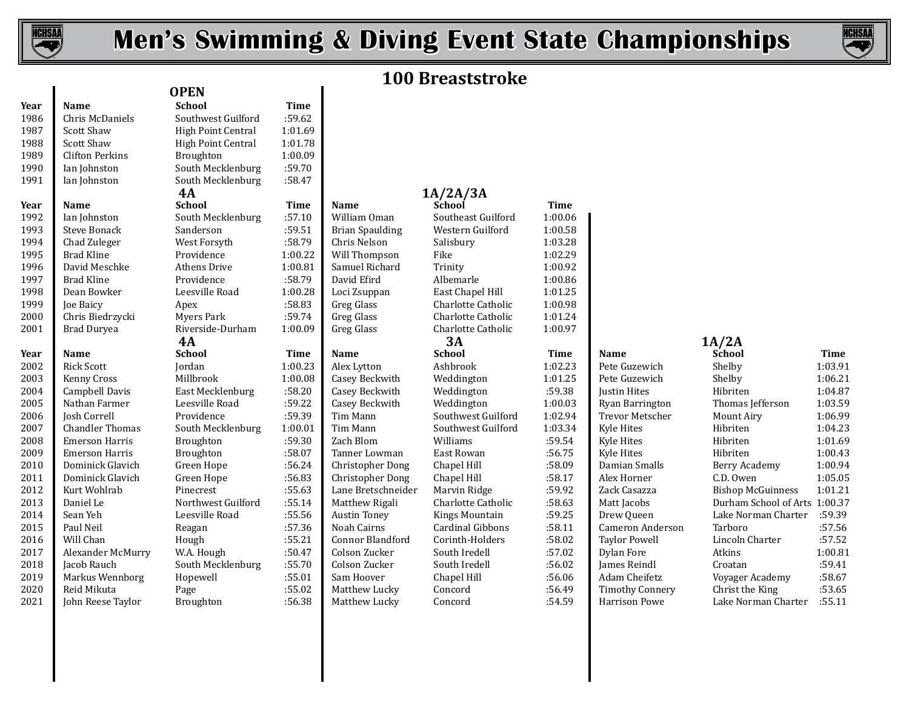# Men's Swimming & Diving Event State Championships

## 100 Breaststroke

### OPEN

| Year | Name | School | Time |
|---|---|---|---|
| 1986 | Chris McDaniels | Southwest Guilford | :59.62 |
| 1987 | Scott Shaw | High Point Central | 1:01.69 |
| 1988 | Scott Shaw | High Point Central | 1:01.78 |
| 1989 | Clifton Perkins | Broughton | 1:00.09 |
| 1990 | Ian Johnston | South Mecklenburg | :59.70 |
| 1991 | Ian Johnston | South Mecklenburg | :58.47 |

### 4A and 1A/2A/3A

| Year | 4A Name | 4A School | 4A Time | 1A/2A/3A Name | 1A/2A/3A School | 1A/2A/3A Time |
|---|---|---|---|---|---|---|
| 1992 | Ian Johnston | South Mecklenburg | :57.10 | William Oman | Southeast Guilford | 1:00.06 |
| 1993 | Steve Bonack | Sanderson | :59.51 | Brian Spaulding | Western Guilford | 1:00.58 |
| 1994 | Chad Zuleger | West Forsyth | :58.79 | Chris Nelson | Salisbury | 1:03.28 |
| 1995 | Brad Kline | Providence | 1:00.22 | Will Thompson | Fike | 1:02.29 |
| 1996 | David Meschke | Athens Drive | 1:00.81 | Samuel Richard | Trinity | 1:00.92 |
| 1997 | Brad Kline | Providence | :58.79 | David Efird | Albemarle | 1:00.86 |
| 1998 | Dean Bowker | Leesville Road | 1:00.28 | Loci Zsuppan | East Chapel Hill | 1:01.25 |
| 1999 | Joe Baicy | Apex | :58.83 | Greg Glass | Charlotte Catholic | 1:00.98 |
| 2000 | Chris Biedrzycki | Myers Park | :59.74 | Greg Glass | Charlotte Catholic | 1:01.24 |
| 2001 | Brad Duryea | Riverside-Durham | 1:00.09 | Greg Glass | Charlotte Catholic | 1:00.97 |

### 4A, 3A and 1A/2A

| Year | 4A Name | 4A School | 4A Time | 3A Name | 3A School | 3A Time | 1A/2A Name | 1A/2A School | 1A/2A Time |
|---|---|---|---|---|---|---|---|---|---|
| 2002 | Rick Scott | Jordan | 1:00.23 | Alex Lytton | Ashbrook | 1:02.23 | Pete Guzewich | Shelby | 1:03.91 |
| 2003 | Kenny Cross | Millbrook | 1:00.08 | Casey Beckwith | Weddington | 1:01.25 | Pete Guzewich | Shelby | 1:06.21 |
| 2004 | Campbell Davis | East Mecklenburg | :58.20 | Casey Beckwith | Weddington | :59.38 | Justin Hites | Hibriten | 1:04.87 |
| 2005 | Nathan Farmer | Leesville Road | :59.22 | Casey Beckwith | Weddington | 1:00.03 | Ryan Barrington | Thomas Jefferson | 1:03.59 |
| 2006 | Josh Correll | Providence | :59.39 | Tim Mann | Southwest Guilford | 1:02.94 | Trevor Metscher | Mount Airy | 1:06.99 |
| 2007 | Chandler Thomas | South Mecklenburg | 1:00.01 | Tim Mann | Southwest Guilford | 1:03.34 | Kyle Hites | Hibriten | 1:04.23 |
| 2008 | Emerson Harris | Broughton | :59.30 | Zach Blom | Williams | :59.54 | Kyle Hites | Hibriten | 1:01.69 |
| 2009 | Emerson Harris | Broughton | :58.07 | Tanner Lowman | East Rowan | :56.75 | Kyle Hites | Hibriten | 1:00.43 |
| 2010 | Dominick Glavich | Green Hope | :56.24 | Christopher Dong | Chapel Hill | :58.09 | Damian Smalls | Berry Academy | 1:00.94 |
| 2011 | Dominick Glavich | Green Hope | :56.83 | Christopher Dong | Chapel Hill | :58.17 | Alex Horner | C.D. Owen | 1:05.05 |
| 2012 | Kurt Wohlrab | Pinecrest | :55.63 | Lane Bretschneider | Marvin Ridge | :59.92 | Zack Casazza | Bishop McGuinness | 1:01.21 |
| 2013 | Daniel Le | Northwest Guilford | :55.14 | Matthew Rigali | Charlotte Catholic | :58.63 | Matt Jacobs | Durham School of Arts | 1:00.37 |
| 2014 | Sean Yeh | Leesville Road | :55.56 | Austin Toney | Kings Mountain | :59.25 | Drew Queen | Lake Norman Charter | :59.39 |
| 2015 | Paul Neil | Reagan | :57.36 | Noah Cairns | Cardinal Gibbons | :58.11 | Cameron Anderson | Tarboro | :57.56 |
| 2016 | Will Chan | Hough | :55.21 | Connor Blandford | Corinth-Holders | :58.02 | Taylor Powell | Lincoln Charter | :57.52 |
| 2017 | Alexander McMurry | W.A. Hough | :50.47 | Colson Zucker | South Iredell | :57.02 | Dylan Fore | Atkins | 1:00.81 |
| 2018 | Jacob Rauch | South Mecklenburg | :55.70 | Colson Zucker | South Iredell | :56.02 | James Reindl | Croatan | :59.41 |
| 2019 | Markus Wennborg | Hopewell | :55.01 | Sam Hoover | Chapel Hill | :56.06 | Adam Cheifetz | Voyager Academy | :58.67 |
| 2020 | Reid Mikuta | Page | :55.02 | Matthew Lucky | Concord | :56.49 | Timothy Connery | Christ the King | :53.65 |
| 2021 | John Reese Taylor | Broughton | :56.38 | Matthew Lucky | Concord | :54.59 | Harrison Powe | Lake Norman Charter | :55.11 |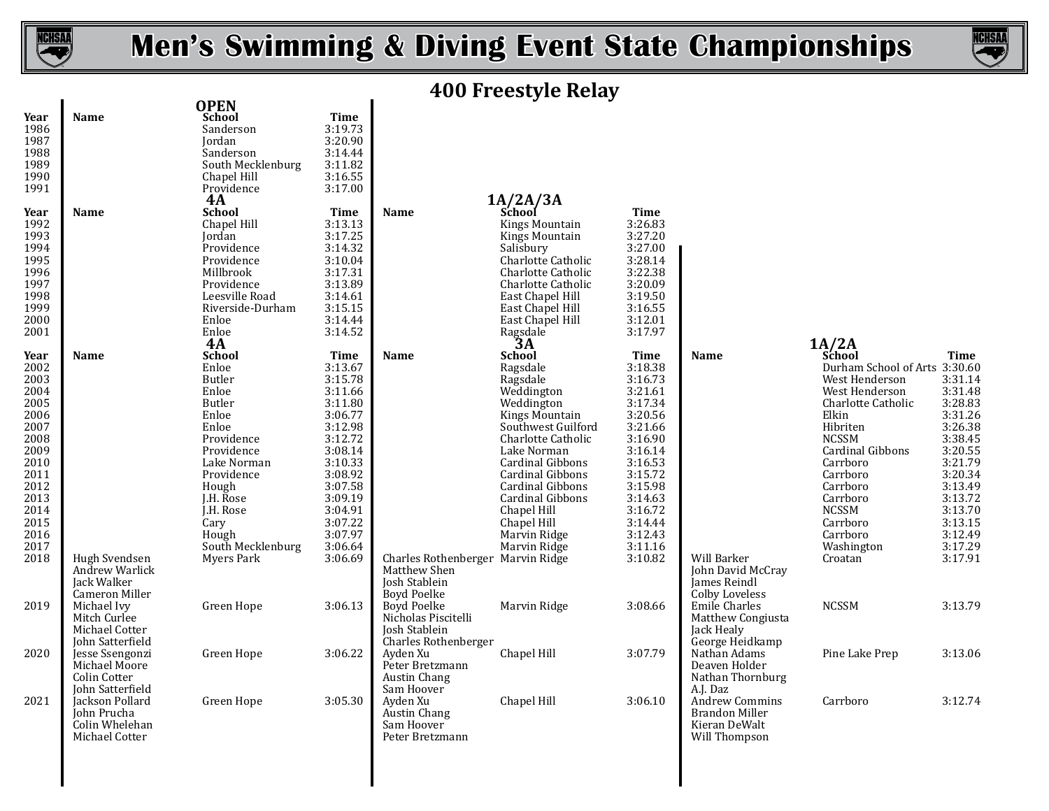# Men's Swimming & Diving Event State Championships

## 400 Freestyle Relay

### OPEN

| Year | Name | School | Time |
|---|---|---|---|
| 1986 | | Sanderson | 3:19.73 |
| 1987 | | Jordan | 3:20.90 |
| 1988 | | Sanderson | 3:14.44 |
| 1989 | | South Mecklenburg | 3:11.82 |
| 1990 | | Chapel Hill | 3:16.55 |
| 1991 | | Providence | 3:17.00 |

### 4A and 1A/2A/3A

| Year | 4A Name | 4A School | 4A Time | 1A/2A/3A Name | 1A/2A/3A School | 1A/2A/3A Time |
|---|---|---|---|---|---|---|
| 1992 | | Chapel Hill | 3:13.13 | | Kings Mountain | 3:26.83 |
| 1993 | | Jordan | 3:17.25 | | Kings Mountain | 3:27.20 |
| 1994 | | Providence | 3:14.32 | | Salisbury | 3:27.00 |
| 1995 | | Providence | 3:10.04 | | Charlotte Catholic | 3:28.14 |
| 1996 | | Millbrook | 3:17.31 | | Charlotte Catholic | 3:22.38 |
| 1997 | | Providence | 3:13.89 | | Charlotte Catholic | 3:20.09 |
| 1998 | | Leesville Road | 3:14.61 | | East Chapel Hill | 3:19.50 |
| 1999 | | Riverside-Durham | 3:15.15 | | East Chapel Hill | 3:16.55 |
| 2000 | | Enloe | 3:14.44 | | East Chapel Hill | 3:12.01 |
| 2001 | | Enloe | 3:14.52 | | Ragsdale | 3:17.97 |

### 4A, 3A and 1A/2A

| Year | 4A Name | 4A School | 4A Time | 3A Name | 3A School | 3A Time | 1A/2A Name | 1A/2A School | 1A/2A Time |
|---|---|---|---|---|---|---|---|---|---|
| 2002 | | Enloe | 3:13.67 | | Ragsdale | 3:18.38 | | Durham School of Arts | 3:30.60 |
| 2003 | | Butler | 3:15.78 | | Ragsdale | 3:16.73 | | West Henderson | 3:31.14 |
| 2004 | | Enloe | 3:11.66 | | Weddington | 3:21.61 | | West Henderson | 3:31.48 |
| 2005 | | Butler | 3:11.80 | | Weddington | 3:17.34 | | Charlotte Catholic | 3:28.83 |
| 2006 | | Enloe | 3:06.77 | | Kings Mountain | 3:20.56 | | Elkin | 3:31.26 |
| 2007 | | Enloe | 3:12.98 | | Southwest Guilford | 3:21.66 | | Hibriten | 3:26.38 |
| 2008 | | Providence | 3:12.72 | | Charlotte Catholic | 3:16.90 | | NCSSM | 3:38.45 |
| 2009 | | Providence | 3:08.14 | | Lake Norman | 3:16.14 | | Cardinal Gibbons | 3:20.55 |
| 2010 | | Lake Norman | 3:10.33 | | Cardinal Gibbons | 3:16.53 | | Carrboro | 3:21.79 |
| 2011 | | Providence | 3:08.92 | | Cardinal Gibbons | 3:15.72 | | Carrboro | 3:20.34 |
| 2012 | | Hough | 3:07.58 | | Cardinal Gibbons | 3:15.98 | | Carrboro | 3:13.49 |
| 2013 | | J.H. Rose | 3:09.19 | | Cardinal Gibbons | 3:14.63 | | Carrboro | 3:13.72 |
| 2014 | | J.H. Rose | 3:04.91 | | Chapel Hill | 3:16.72 | | NCSSM | 3:13.70 |
| 2015 | | Cary | 3:07.22 | | Chapel Hill | 3:14.44 | | Carrboro | 3:13.15 |
| 2016 | | Hough | 3:07.97 | | Marvin Ridge | 3:12.43 | | Carrboro | 3:12.49 |
| 2017 | | South Mecklenburg | 3:06.64 | | Marvin Ridge | 3:11.16 | | Washington | 3:17.29 |
| 2018 | Hugh Svendsen, Andrew Warlick, Jack Walker, Cameron Miller | Myers Park | 3:06.69 | Charles Rothenberger, Matthew Shen, Josh Stablein, Boyd Poelke | Marvin Ridge | 3:10.82 | Will Barker, John David McCray, James Reindl, Colby Loveless | Croatan | 3:17.91 |
| 2019 | Michael Ivy, Mitch Curlee, Michael Cotter, John Satterfield | Green Hope | 3:06.13 | Boyd Poelke, Nicholas Piscitelli, Josh Stablein, Charles Rothenberger | Marvin Ridge | 3:08.66 | Emile Charles, Matthew Congiusta, Jack Healy, George Heidkamp | NCSSM | 3:13.79 |
| 2020 | Jesse Ssengonzi, Michael Moore, Colin Cotter, John Satterfield | Green Hope | 3:06.22 | Ayden Xu, Peter Bretzmann, Austin Chang, Sam Hoover | Chapel Hill | 3:07.79 | Nathan Adams, Deaven Holder, Nathan Thornburg, A.J. Daz | Pine Lake Prep | 3:13.06 |
| 2021 | Jackson Pollard, John Prucha, Colin Whelehan, Michael Cotter | Green Hope | 3:05.30 | Ayden Xu, Austin Chang, Sam Hoover, Peter Bretzmann | Chapel Hill | 3:06.10 | Andrew Commins, Brandon Miller, Kieran DeWalt, Will Thompson | Carrboro | 3:12.74 |